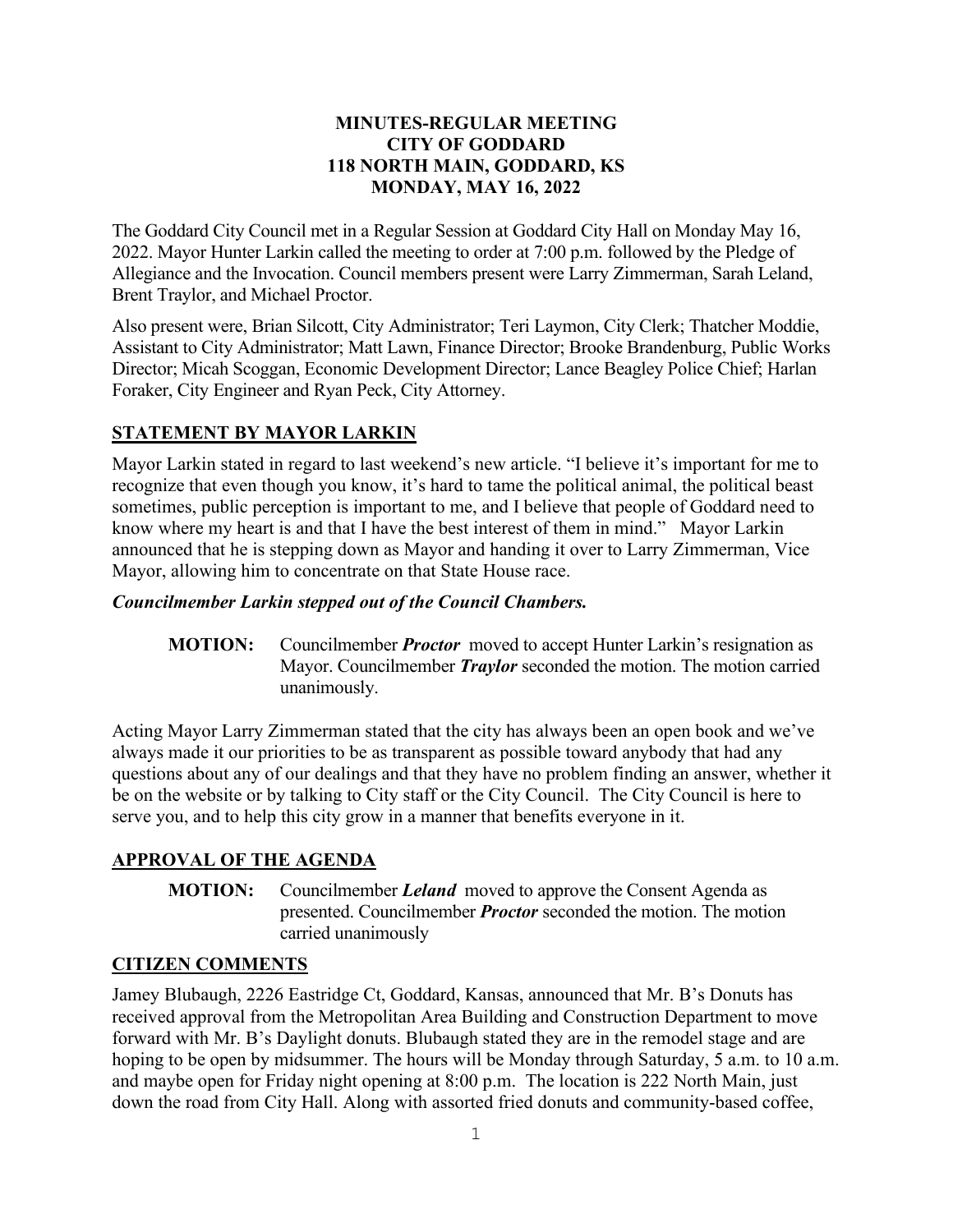# MINUTES-REGULAR MEETING
# CITY OF GODDARD
# 118 NORTH MAIN, GODDARD, KS
# MONDAY, MAY 16, 2022

The Goddard City Council met in a Regular Session at Goddard City Hall on Monday May 16, 2022. Mayor Hunter Larkin called the meeting to order at 7:00 p.m. followed by the Pledge of Allegiance and the Invocation. Council members present were Larry Zimmerman, Sarah Leland, Brent Traylor, and Michael Proctor.

Also present were, Brian Silcott, City Administrator; Teri Laymon, City Clerk; Thatcher Moddie, Assistant to City Administrator; Matt Lawn, Finance Director; Brooke Brandenburg, Public Works Director; Micah Scoggan, Economic Development Director; Lance Beagley Police Chief; Harlan Foraker, City Engineer and Ryan Peck, City Attorney.

## STATEMENT BY MAYOR LARKIN

Mayor Larkin stated in regard to last weekend's new article. "I believe it's important for me to recognize that even though you know, it's hard to tame the political animal, the political beast sometimes, public perception is important to me, and I believe that people of Goddard need to know where my heart is and that I have the best interest of them in mind." Mayor Larkin announced that he is stepping down as Mayor and handing it over to Larry Zimmerman, Vice Mayor, allowing him to concentrate on that State House race.

***Councilmember Larkin stepped out of the Council Chambers.***

> **MOTION:** Councilmember ***Proctor*** moved to accept Hunter Larkin's resignation as Mayor. Councilmember ***Traylor*** seconded the motion. The motion carried unanimously.

Acting Mayor Larry Zimmerman stated that the city has always been an open book and we've always made it our priorities to be as transparent as possible toward anybody that had any questions about any of our dealings and that they have no problem finding an answer, whether it be on the website or by talking to City staff or the City Council. The City Council is here to serve you, and to help this city grow in a manner that benefits everyone in it.

## APPROVAL OF THE AGENDA

> **MOTION:** Councilmember ***Leland*** moved to approve the Consent Agenda as presented. Councilmember ***Proctor*** seconded the motion. The motion carried unanimously

## CITIZEN COMMENTS

Jamey Blubaugh, 2226 Eastridge Ct, Goddard, Kansas, announced that Mr. B's Donuts has received approval from the Metropolitan Area Building and Construction Department to move forward with Mr. B's Daylight donuts. Blubaugh stated they are in the remodel stage and are hoping to be open by midsummer. The hours will be Monday through Saturday, 5 a.m. to 10 a.m. and maybe open for Friday night opening at 8:00 p.m. The location is 222 North Main, just down the road from City Hall. Along with assorted fried donuts and community-based coffee,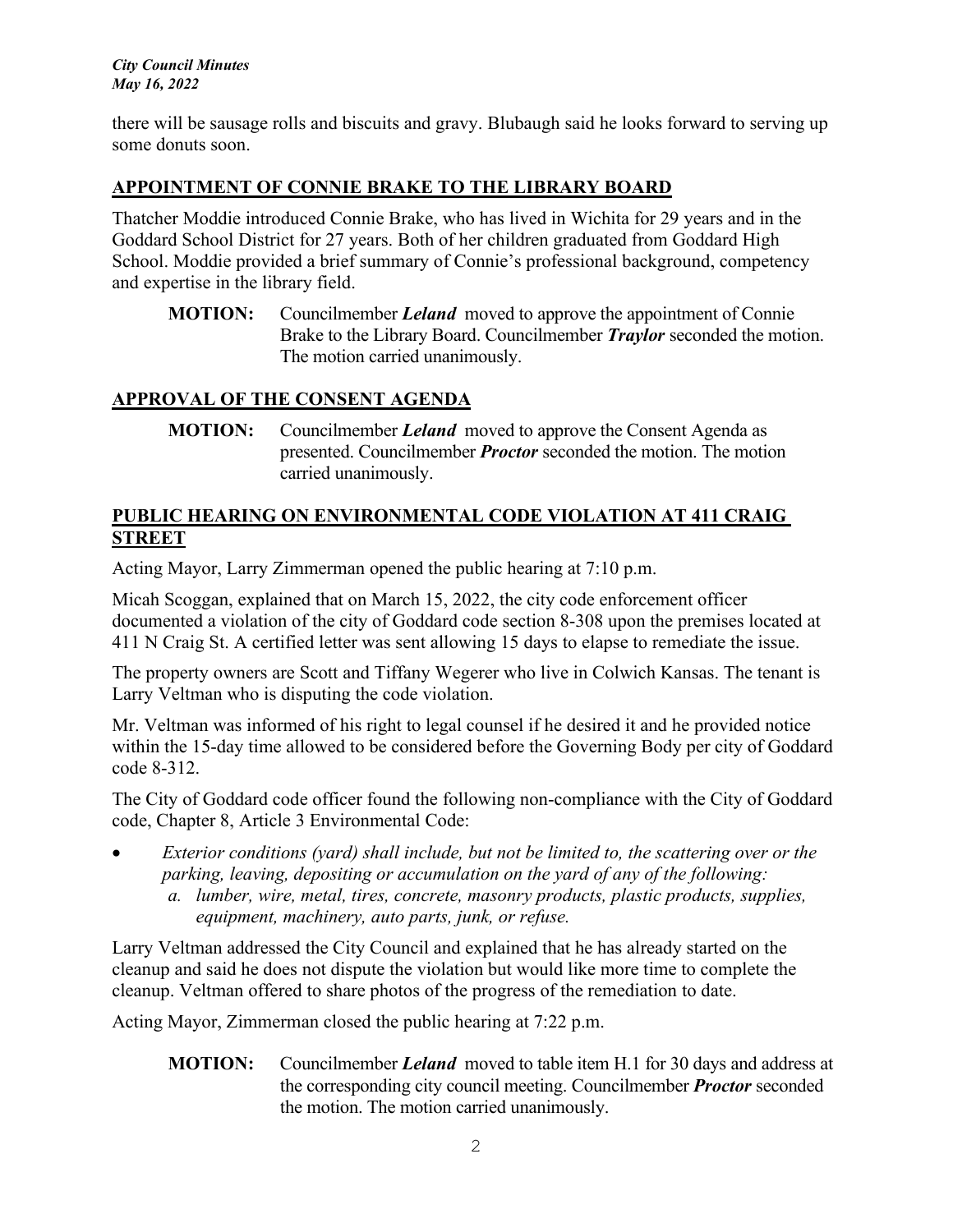there will be sausage rolls and biscuits and gravy. Blubaugh said he looks forward to serving up some donuts soon.

## APPOINTMENT OF CONNIE BRAKE TO THE LIBRARY BOARD

Thatcher Moddie introduced Connie Brake, who has lived in Wichita for 29 years and in the Goddard School District for 27 years. Both of her children graduated from Goddard High School. Moddie provided a brief summary of Connie's professional background, competency and expertise in the library field.

> **MOTION:** Councilmember ***Leland*** moved to approve the appointment of Connie Brake to the Library Board. Councilmember ***Traylor*** seconded the motion. The motion carried unanimously.

## APPROVAL OF THE CONSENT AGENDA

> **MOTION:** Councilmember ***Leland*** moved to approve the Consent Agenda as presented. Councilmember ***Proctor*** seconded the motion. The motion carried unanimously.

## PUBLIC HEARING ON ENVIRONMENTAL CODE VIOLATION AT 411 CRAIG STREET

Acting Mayor, Larry Zimmerman opened the public hearing at 7:10 p.m.

Micah Scoggan, explained that on March 15, 2022, the city code enforcement officer documented a violation of the city of Goddard code section 8-308 upon the premises located at 411 N Craig St. A certified letter was sent allowing 15 days to elapse to remediate the issue.

The property owners are Scott and Tiffany Wegerer who live in Colwich Kansas. The tenant is Larry Veltman who is disputing the code violation.

Mr. Veltman was informed of his right to legal counsel if he desired it and he provided notice within the 15-day time allowed to be considered before the Governing Body per city of Goddard code 8-312.

The City of Goddard code officer found the following non-compliance with the City of Goddard code, Chapter 8, Article 3 Environmental Code:

- *Exterior conditions (yard) shall include, but not be limited to, the scattering over or the parking, leaving, depositing or accumulation on the yard of any of the following:*
  - *a. lumber, wire, metal, tires, concrete, masonry products, plastic products, supplies, equipment, machinery, auto parts, junk, or refuse.*

Larry Veltman addressed the City Council and explained that he has already started on the cleanup and said he does not dispute the violation but would like more time to complete the cleanup. Veltman offered to share photos of the progress of the remediation to date.

Acting Mayor, Zimmerman closed the public hearing at 7:22 p.m.

> **MOTION:** Councilmember ***Leland*** moved to table item H.1 for 30 days and address at the corresponding city council meeting. Councilmember ***Proctor*** seconded the motion. The motion carried unanimously.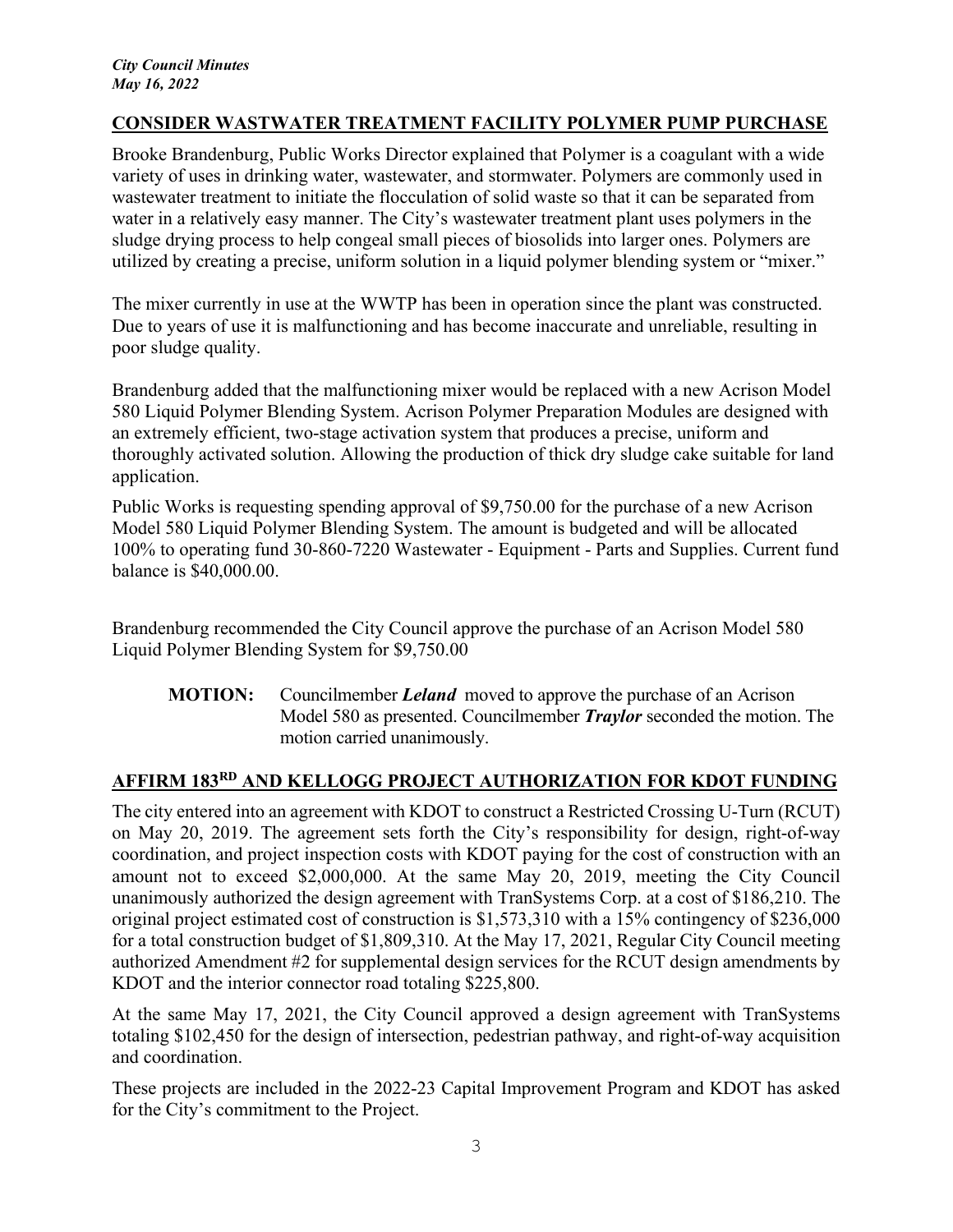## CONSIDER WASTWATER TREATMENT FACILITY POLYMER PUMP PURCHASE

Brooke Brandenburg, Public Works Director explained that Polymer is a coagulant with a wide variety of uses in drinking water, wastewater, and stormwater. Polymers are commonly used in wastewater treatment to initiate the flocculation of solid waste so that it can be separated from water in a relatively easy manner. The City's wastewater treatment plant uses polymers in the sludge drying process to help congeal small pieces of biosolids into larger ones. Polymers are utilized by creating a precise, uniform solution in a liquid polymer blending system or "mixer."

The mixer currently in use at the WWTP has been in operation since the plant was constructed. Due to years of use it is malfunctioning and has become inaccurate and unreliable, resulting in poor sludge quality.

Brandenburg added that the malfunctioning mixer would be replaced with a new Acrison Model 580 Liquid Polymer Blending System. Acrison Polymer Preparation Modules are designed with an extremely efficient, two-stage activation system that produces a precise, uniform and thoroughly activated solution. Allowing the production of thick dry sludge cake suitable for land application.

Public Works is requesting spending approval of $9,750.00 for the purchase of a new Acrison Model 580 Liquid Polymer Blending System. The amount is budgeted and will be allocated 100% to operating fund 30-860-7220 Wastewater - Equipment - Parts and Supplies. Current fund balance is $40,000.00.

Brandenburg recommended the City Council approve the purchase of an Acrison Model 580 Liquid Polymer Blending System for $9,750.00

> **MOTION:** Councilmember ***Leland*** moved to approve the purchase of an Acrison Model 580 as presented. Councilmember ***Traylor*** seconded the motion. The motion carried unanimously.

## AFFIRM 183RD AND KELLOGG PROJECT AUTHORIZATION FOR KDOT FUNDING

The city entered into an agreement with KDOT to construct a Restricted Crossing U-Turn (RCUT) on May 20, 2019. The agreement sets forth the City's responsibility for design, right-of-way coordination, and project inspection costs with KDOT paying for the cost of construction with an amount not to exceed $2,000,000. At the same May 20, 2019, meeting the City Council unanimously authorized the design agreement with TranSystems Corp. at a cost of $186,210. The original project estimated cost of construction is $1,573,310 with a 15% contingency of $236,000 for a total construction budget of $1,809,310. At the May 17, 2021, Regular City Council meeting authorized Amendment #2 for supplemental design services for the RCUT design amendments by KDOT and the interior connector road totaling $225,800.

At the same May 17, 2021, the City Council approved a design agreement with TranSystems totaling $102,450 for the design of intersection, pedestrian pathway, and right-of-way acquisition and coordination.

These projects are included in the 2022-23 Capital Improvement Program and KDOT has asked for the City's commitment to the Project.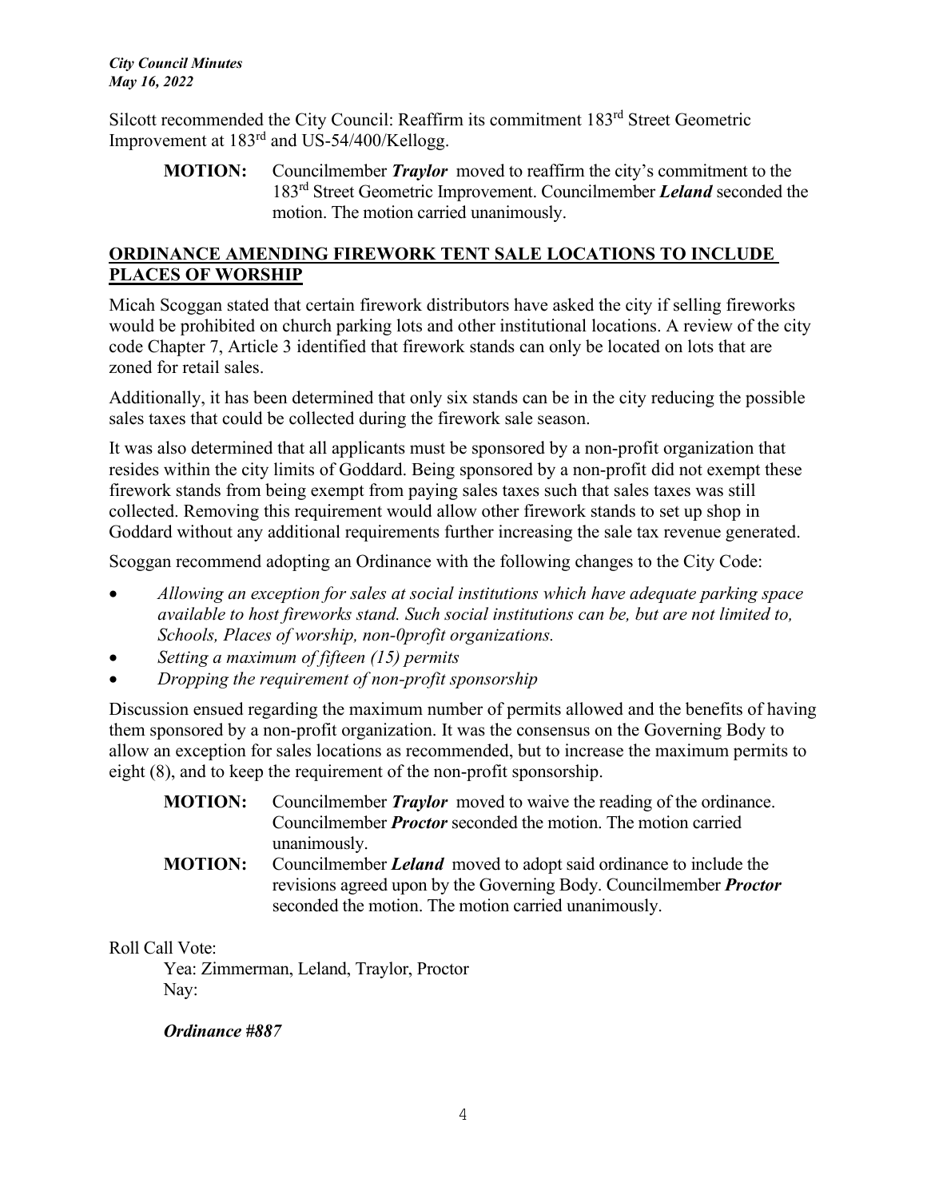Silcott recommended the City Council: Reaffirm its commitment 183rd Street Geometric Improvement at 183rd and US-54/400/Kellogg.

> **MOTION:** Councilmember ***Traylor*** moved to reaffirm the city's commitment to the 183rd Street Geometric Improvement. Councilmember ***Leland*** seconded the motion. The motion carried unanimously.

## ORDINANCE AMENDING FIREWORK TENT SALE LOCATIONS TO INCLUDE PLACES OF WORSHIP

Micah Scoggan stated that certain firework distributors have asked the city if selling fireworks would be prohibited on church parking lots and other institutional locations. A review of the city code Chapter 7, Article 3 identified that firework stands can only be located on lots that are zoned for retail sales.

Additionally, it has been determined that only six stands can be in the city reducing the possible sales taxes that could be collected during the firework sale season.

It was also determined that all applicants must be sponsored by a non-profit organization that resides within the city limits of Goddard. Being sponsored by a non-profit did not exempt these firework stands from being exempt from paying sales taxes such that sales taxes was still collected. Removing this requirement would allow other firework stands to set up shop in Goddard without any additional requirements further increasing the sale tax revenue generated.

Scoggan recommend adopting an Ordinance with the following changes to the City Code:

- *Allowing an exception for sales at social institutions which have adequate parking space available to host fireworks stand. Such social institutions can be, but are not limited to, Schools, Places of worship, non-0profit organizations.*
- *Setting a maximum of fifteen (15) permits*
- *Dropping the requirement of non-profit sponsorship*

Discussion ensued regarding the maximum number of permits allowed and the benefits of having them sponsored by a non-profit organization. It was the consensus on the Governing Body to allow an exception for sales locations as recommended, but to increase the maximum permits to eight (8), and to keep the requirement of the non-profit sponsorship.

> **MOTION:** Councilmember ***Traylor*** moved to waive the reading of the ordinance. Councilmember ***Proctor*** seconded the motion. The motion carried unanimously.
>
> **MOTION:** Councilmember ***Leland*** moved to adopt said ordinance to include the revisions agreed upon by the Governing Body. Councilmember ***Proctor*** seconded the motion. The motion carried unanimously.

Roll Call Vote:

Yea: Zimmerman, Leland, Traylor, Proctor
Nay:

***Ordinance #887***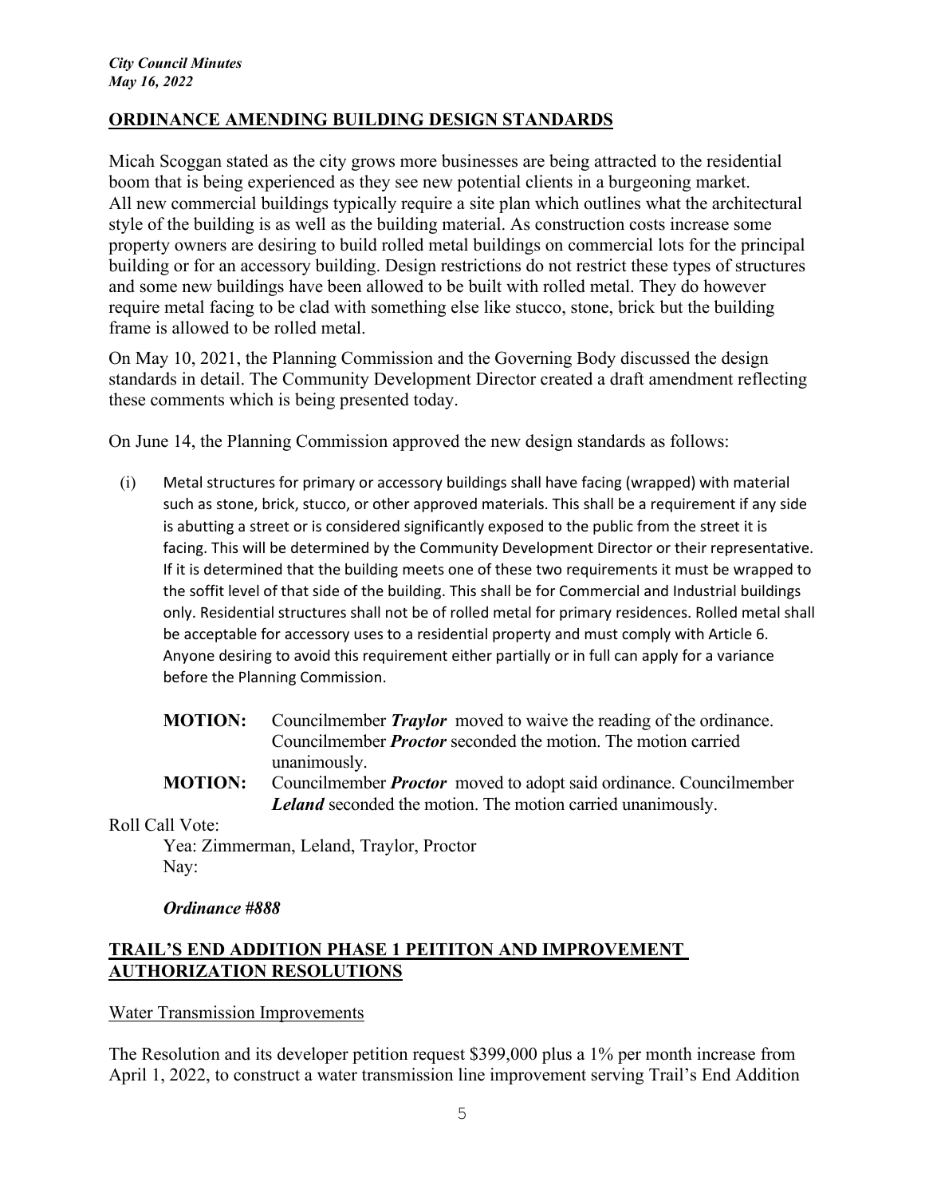## ORDINANCE AMENDING BUILDING DESIGN STANDARDS

Micah Scoggan stated as the city grows more businesses are being attracted to the residential boom that is being experienced as they see new potential clients in a burgeoning market. All new commercial buildings typically require a site plan which outlines what the architectural style of the building is as well as the building material. As construction costs increase some property owners are desiring to build rolled metal buildings on commercial lots for the principal building or for an accessory building. Design restrictions do not restrict these types of structures and some new buildings have been allowed to be built with rolled metal. They do however require metal facing to be clad with something else like stucco, stone, brick but the building frame is allowed to be rolled metal.

On May 10, 2021, the Planning Commission and the Governing Body discussed the design standards in detail. The Community Development Director created a draft amendment reflecting these comments which is being presented today.

On June 14, the Planning Commission approved the new design standards as follows:

(i) Metal structures for primary or accessory buildings shall have facing (wrapped) with material such as stone, brick, stucco, or other approved materials. This shall be a requirement if any side is abutting a street or is considered significantly exposed to the public from the street it is facing. This will be determined by the Community Development Director or their representative. If it is determined that the building meets one of these two requirements it must be wrapped to the soffit level of that side of the building. This shall be for Commercial and Industrial buildings only. Residential structures shall not be of rolled metal for primary residences. Rolled metal shall be acceptable for accessory uses to a residential property and must comply with Article 6. Anyone desiring to avoid this requirement either partially or in full can apply for a variance before the Planning Commission.

**MOTION:** Councilmember ***Traylor*** moved to waive the reading of the ordinance. Councilmember ***Proctor*** seconded the motion. The motion carried unanimously.

**MOTION:** Councilmember ***Proctor*** moved to adopt said ordinance. Councilmember ***Leland*** seconded the motion. The motion carried unanimously.

Roll Call Vote:

Yea: Zimmerman, Leland, Traylor, Proctor

Nay:

***Ordinance #888***

## TRAIL'S END ADDITION PHASE 1 PEITITON AND IMPROVEMENT AUTHORIZATION RESOLUTIONS

Water Transmission Improvements

The Resolution and its developer petition request $399,000 plus a 1% per month increase from April 1, 2022, to construct a water transmission line improvement serving Trail's End Addition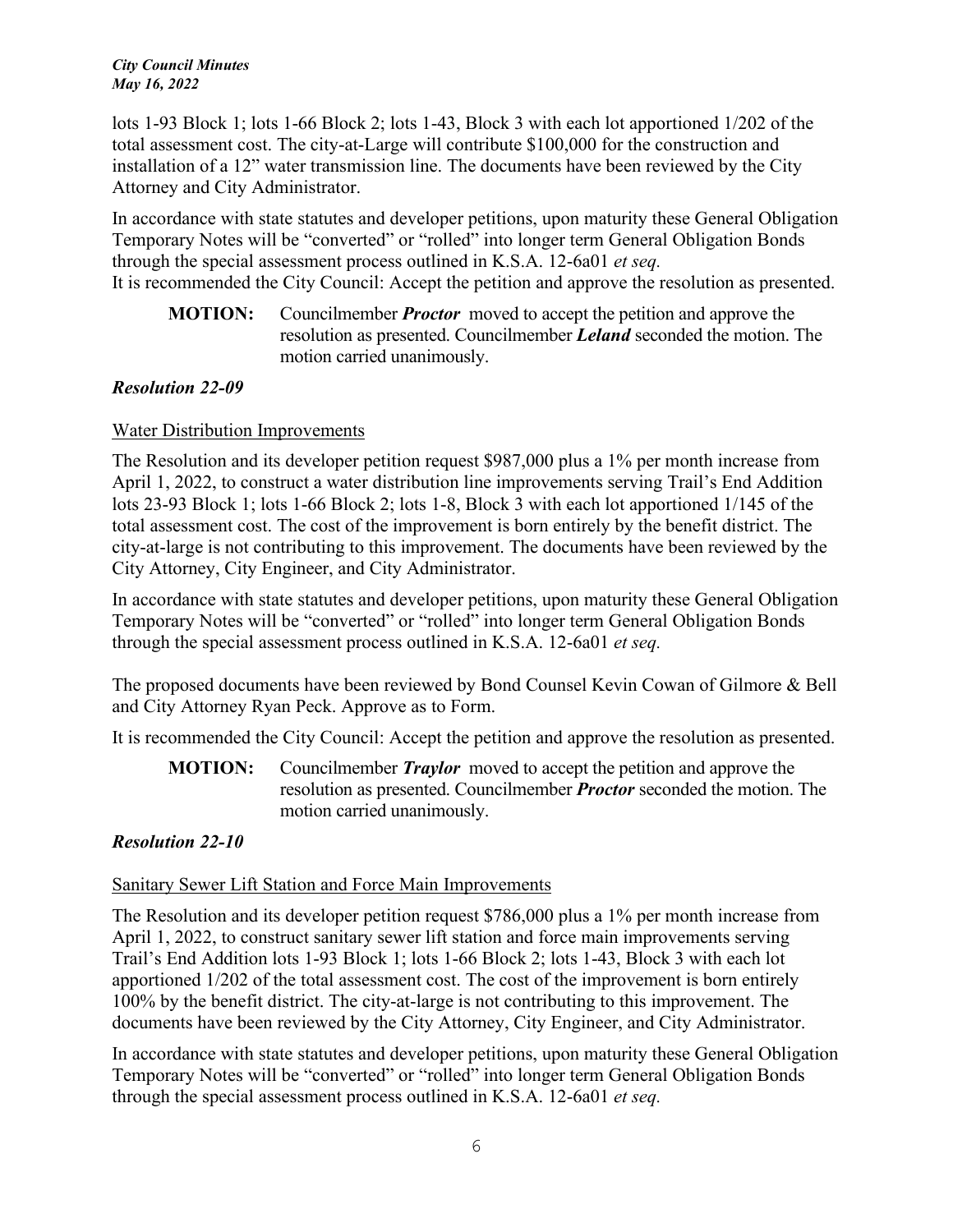lots 1-93 Block 1; lots 1-66 Block 2; lots 1-43, Block 3 with each lot apportioned 1/202 of the total assessment cost. The city-at-Large will contribute $100,000 for the construction and installation of a 12" water transmission line. The documents have been reviewed by the City Attorney and City Administrator.

In accordance with state statutes and developer petitions, upon maturity these General Obligation Temporary Notes will be "converted" or "rolled" into longer term General Obligation Bonds through the special assessment process outlined in K.S.A. 12-6a01 *et seq.*
It is recommended the City Council: Accept the petition and approve the resolution as presented.

> **MOTION:** Councilmember ***Proctor*** moved to accept the petition and approve the resolution as presented. Councilmember ***Leland*** seconded the motion. The motion carried unanimously.

### *Resolution 22-09*

Water Distribution Improvements

The Resolution and its developer petition request $987,000 plus a 1% per month increase from April 1, 2022, to construct a water distribution line improvements serving Trail's End Addition lots 23-93 Block 1; lots 1-66 Block 2; lots 1-8, Block 3 with each lot apportioned 1/145 of the total assessment cost. The cost of the improvement is born entirely by the benefit district. The city-at-large is not contributing to this improvement. The documents have been reviewed by the City Attorney, City Engineer, and City Administrator.

In accordance with state statutes and developer petitions, upon maturity these General Obligation Temporary Notes will be "converted" or "rolled" into longer term General Obligation Bonds through the special assessment process outlined in K.S.A. 12-6a01 *et seq.*

The proposed documents have been reviewed by Bond Counsel Kevin Cowan of Gilmore & Bell and City Attorney Ryan Peck. Approve as to Form.

It is recommended the City Council: Accept the petition and approve the resolution as presented.

> **MOTION:** Councilmember ***Traylor*** moved to accept the petition and approve the resolution as presented. Councilmember ***Proctor*** seconded the motion. The motion carried unanimously.

### *Resolution 22-10*

Sanitary Sewer Lift Station and Force Main Improvements

The Resolution and its developer petition request $786,000 plus a 1% per month increase from April 1, 2022, to construct sanitary sewer lift station and force main improvements serving Trail's End Addition lots 1-93 Block 1; lots 1-66 Block 2; lots 1-43, Block 3 with each lot apportioned 1/202 of the total assessment cost. The cost of the improvement is born entirely 100% by the benefit district. The city-at-large is not contributing to this improvement. The documents have been reviewed by the City Attorney, City Engineer, and City Administrator.

In accordance with state statutes and developer petitions, upon maturity these General Obligation Temporary Notes will be "converted" or "rolled" into longer term General Obligation Bonds through the special assessment process outlined in K.S.A. 12-6a01 *et seq.*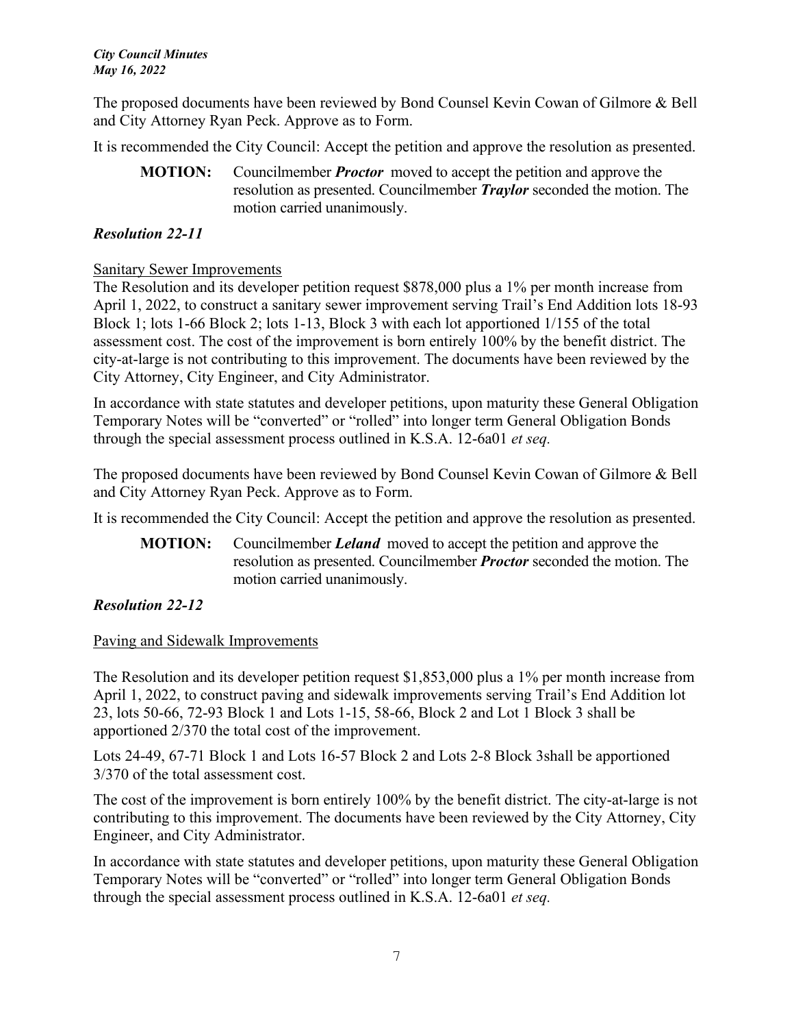The proposed documents have been reviewed by Bond Counsel Kevin Cowan of Gilmore & Bell and City Attorney Ryan Peck. Approve as to Form.

It is recommended the City Council: Accept the petition and approve the resolution as presented.

> **MOTION:** Councilmember ***Proctor*** moved to accept the petition and approve the resolution as presented. Councilmember ***Traylor*** seconded the motion. The motion carried unanimously.

### *Resolution 22-11*

Sanitary Sewer Improvements

The Resolution and its developer petition request $878,000 plus a 1% per month increase from April 1, 2022, to construct a sanitary sewer improvement serving Trail's End Addition lots 18-93 Block 1; lots 1-66 Block 2; lots 1-13, Block 3 with each lot apportioned 1/155 of the total assessment cost. The cost of the improvement is born entirely 100% by the benefit district. The city-at-large is not contributing to this improvement. The documents have been reviewed by the City Attorney, City Engineer, and City Administrator.

In accordance with state statutes and developer petitions, upon maturity these General Obligation Temporary Notes will be "converted" or "rolled" into longer term General Obligation Bonds through the special assessment process outlined in K.S.A. 12-6a01 *et seq.*

The proposed documents have been reviewed by Bond Counsel Kevin Cowan of Gilmore & Bell and City Attorney Ryan Peck. Approve as to Form.

It is recommended the City Council: Accept the petition and approve the resolution as presented.

> **MOTION:** Councilmember ***Leland*** moved to accept the petition and approve the resolution as presented. Councilmember ***Proctor*** seconded the motion. The motion carried unanimously.

### *Resolution 22-12*

Paving and Sidewalk Improvements

The Resolution and its developer petition request $1,853,000 plus a 1% per month increase from April 1, 2022, to construct paving and sidewalk improvements serving Trail's End Addition lot 23, lots 50-66, 72-93 Block 1 and Lots 1-15, 58-66, Block 2 and Lot 1 Block 3 shall be apportioned 2/370 the total cost of the improvement.

Lots 24-49, 67-71 Block 1 and Lots 16-57 Block 2 and Lots 2-8 Block 3shall be apportioned 3/370 of the total assessment cost.

The cost of the improvement is born entirely 100% by the benefit district. The city-at-large is not contributing to this improvement. The documents have been reviewed by the City Attorney, City Engineer, and City Administrator.

In accordance with state statutes and developer petitions, upon maturity these General Obligation Temporary Notes will be "converted" or "rolled" into longer term General Obligation Bonds through the special assessment process outlined in K.S.A. 12-6a01 *et seq.*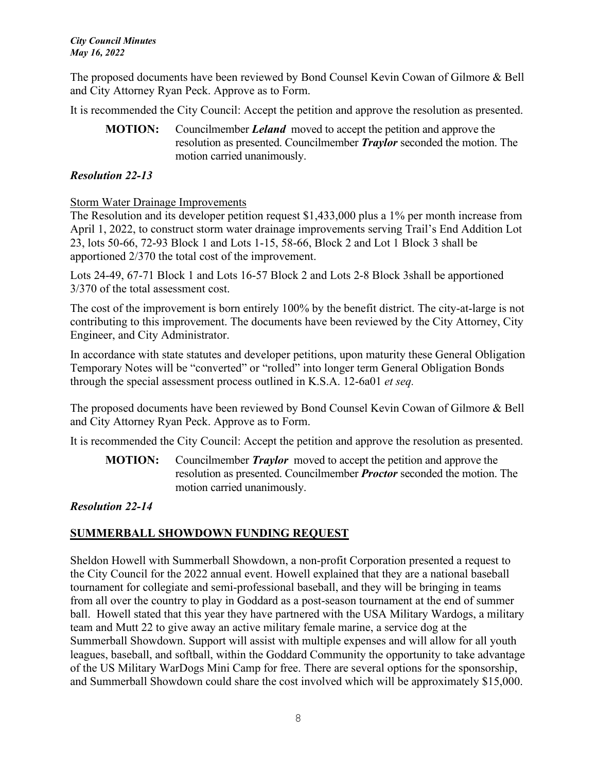The proposed documents have been reviewed by Bond Counsel Kevin Cowan of Gilmore & Bell and City Attorney Ryan Peck. Approve as to Form.

It is recommended the City Council: Accept the petition and approve the resolution as presented.

> **MOTION:** Councilmember ***Leland*** moved to accept the petition and approve the resolution as presented. Councilmember ***Traylor*** seconded the motion. The motion carried unanimously.

***Resolution 22-13***

Storm Water Drainage Improvements
The Resolution and its developer petition request $1,433,000 plus a 1% per month increase from April 1, 2022, to construct storm water drainage improvements serving Trail's End Addition Lot 23, lots 50-66, 72-93 Block 1 and Lots 1-15, 58-66, Block 2 and Lot 1 Block 3 shall be apportioned 2/370 the total cost of the improvement.

Lots 24-49, 67-71 Block 1 and Lots 16-57 Block 2 and Lots 2-8 Block 3shall be apportioned 3/370 of the total assessment cost.

The cost of the improvement is born entirely 100% by the benefit district. The city-at-large is not contributing to this improvement. The documents have been reviewed by the City Attorney, City Engineer, and City Administrator.

In accordance with state statutes and developer petitions, upon maturity these General Obligation Temporary Notes will be "converted" or "rolled" into longer term General Obligation Bonds through the special assessment process outlined in K.S.A. 12-6a01 *et seq.*

The proposed documents have been reviewed by Bond Counsel Kevin Cowan of Gilmore & Bell and City Attorney Ryan Peck. Approve as to Form.

It is recommended the City Council: Accept the petition and approve the resolution as presented.

> **MOTION:** Councilmember ***Traylor*** moved to accept the petition and approve the resolution as presented. Councilmember ***Proctor*** seconded the motion. The motion carried unanimously.

***Resolution 22-14***

## SUMMERBALL SHOWDOWN FUNDING REQUEST

Sheldon Howell with Summerball Showdown, a non-profit Corporation presented a request to the City Council for the 2022 annual event. Howell explained that they are a national baseball tournament for collegiate and semi-professional baseball, and they will be bringing in teams from all over the country to play in Goddard as a post-season tournament at the end of summer ball. Howell stated that this year they have partnered with the USA Military Wardogs, a military team and Mutt 22 to give away an active military female marine, a service dog at the Summerball Showdown. Support will assist with multiple expenses and will allow for all youth leagues, baseball, and softball, within the Goddard Community the opportunity to take advantage of the US Military WarDogs Mini Camp for free. There are several options for the sponsorship, and Summerball Showdown could share the cost involved which will be approximately $15,000.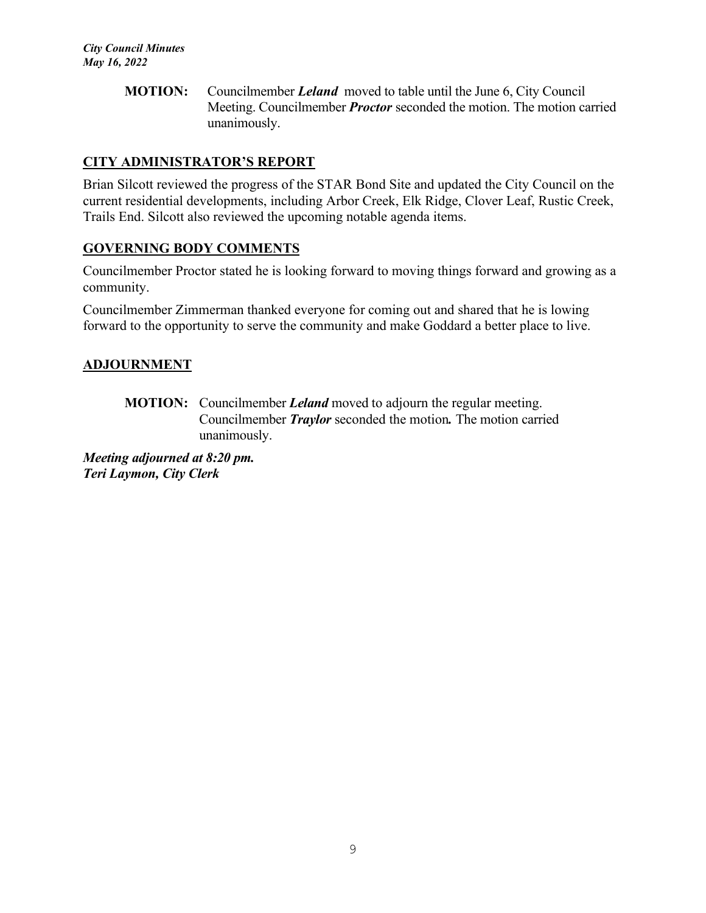**MOTION:** Councilmember ***Leland*** moved to table until the June 6, City Council Meeting. Councilmember ***Proctor*** seconded the motion. The motion carried unanimously.

## CITY ADMINISTRATOR'S REPORT

Brian Silcott reviewed the progress of the STAR Bond Site and updated the City Council on the current residential developments, including Arbor Creek, Elk Ridge, Clover Leaf, Rustic Creek, Trails End. Silcott also reviewed the upcoming notable agenda items.

## GOVERNING BODY COMMENTS

Councilmember Proctor stated he is looking forward to moving things forward and growing as a community.

Councilmember Zimmerman thanked everyone for coming out and shared that he is lowing forward to the opportunity to serve the community and make Goddard a better place to live.

## ADJOURNMENT

**MOTION:** Councilmember ***Leland*** moved to adjourn the regular meeting. Councilmember ***Traylor*** seconded the motion***.*** The motion carried unanimously.

***Meeting adjourned at 8:20 pm.***
***Teri Laymon, City Clerk***